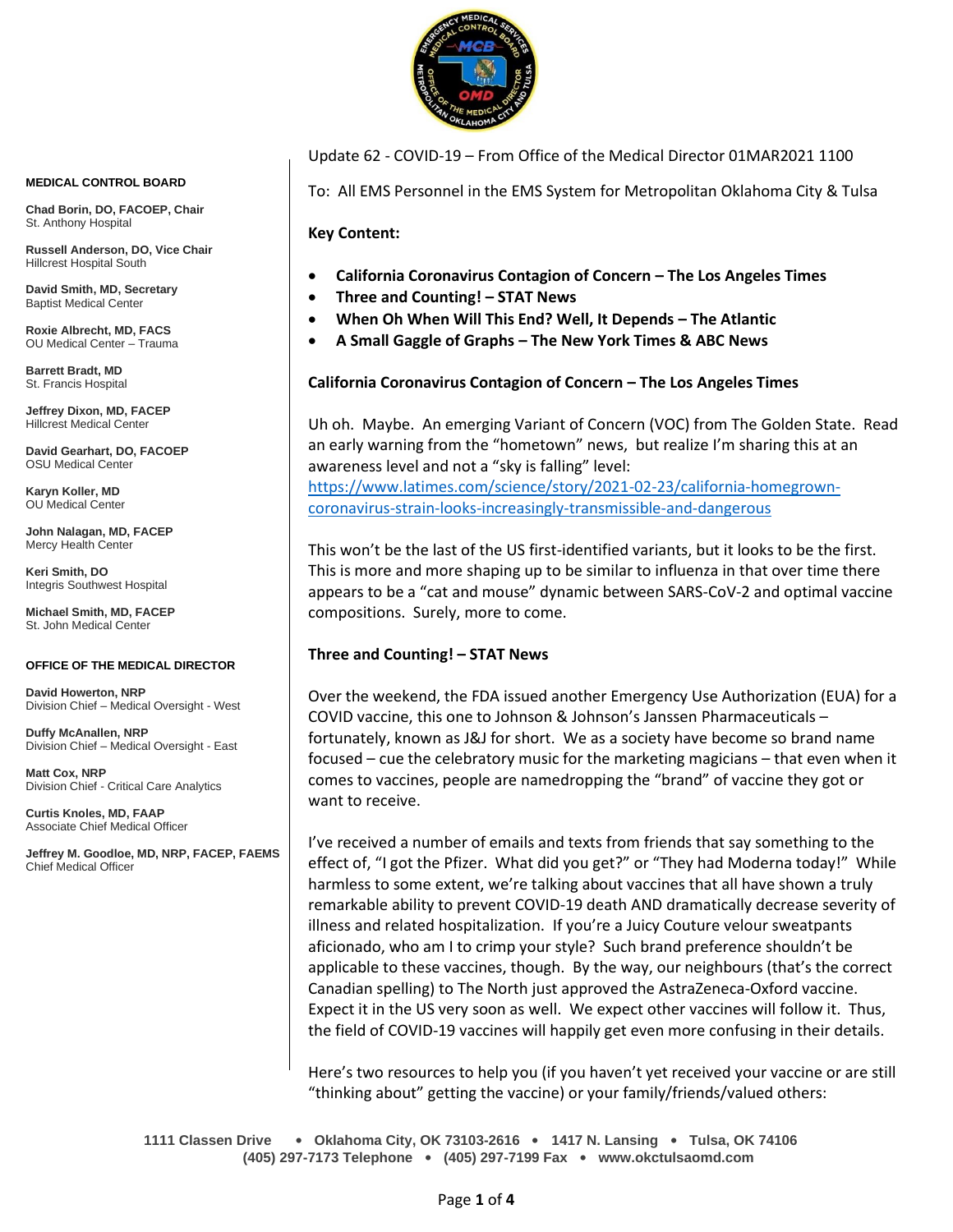Update 62 - COVID-19 – From Office of the Medical Director 01MAR2021 1100

To: All EMS Personnel in the EMS System for Metropolitan Oklahoma City & Tulsa

**MEDICAL CONTROL BOARD**

**Chad Borin, DO, FACOEP, Chair**
St. Anthony Hospital

**Russell Anderson, DO, Vice Chair**
Hillcrest Hospital South

**David Smith, MD, Secretary**
Baptist Medical Center

**Roxie Albrecht, MD, FACS**
OU Medical Center – Trauma

**Barrett Bradt, MD**
St. Francis Hospital

**Jeffrey Dixon, MD, FACEP**
Hillcrest Medical Center

**David Gearhart, DO, FACOEP**
OSU Medical Center

**Karyn Koller, MD**
OU Medical Center

**John Nalagan, MD, FACEP**
Mercy Health Center

**Keri Smith, DO**
Integris Southwest Hospital

**Michael Smith, MD, FACEP**
St. John Medical Center

**OFFICE OF THE MEDICAL DIRECTOR**

**David Howerton, NRP**
Division Chief – Medical Oversight - West

**Duffy McAnallen, NRP**
Division Chief – Medical Oversight - East

**Matt Cox, NRP**
Division Chief - Critical Care Analytics

**Curtis Knoles, MD, FAAP**
Associate Chief Medical Officer

**Jeffrey M. Goodloe, MD, NRP, FACEP, FAEMS**
Chief Medical Officer

**Key Content:**

- **California Coronavirus Contagion of Concern – The Los Angeles Times**
- **Three and Counting! – STAT News**
- **When Oh When Will This End? Well, It Depends – The Atlantic**
- **A Small Gaggle of Graphs – The New York Times & ABC News**

**California Coronavirus Contagion of Concern – The Los Angeles Times**

Uh oh. Maybe. An emerging Variant of Concern (VOC) from The Golden State. Read an early warning from the "hometown" news, but realize I'm sharing this at an awareness level and not a "sky is falling" level:
https://www.latimes.com/science/story/2021-02-23/california-homegrown-coronavirus-strain-looks-increasingly-transmissible-and-dangerous

This won't be the last of the US first-identified variants, but it looks to be the first. This is more and more shaping up to be similar to influenza in that over time there appears to be a "cat and mouse" dynamic between SARS-CoV-2 and optimal vaccine compositions. Surely, more to come.

**Three and Counting! – STAT News**

Over the weekend, the FDA issued another Emergency Use Authorization (EUA) for a COVID vaccine, this one to Johnson & Johnson's Janssen Pharmaceuticals – fortunately, known as J&J for short. We as a society have become so brand name focused – cue the celebratory music for the marketing magicians – that even when it comes to vaccines, people are namedropping the "brand" of vaccine they got or want to receive.

I've received a number of emails and texts from friends that say something to the effect of, "I got the Pfizer. What did you get?" or "They had Moderna today!" While harmless to some extent, we're talking about vaccines that all have shown a truly remarkable ability to prevent COVID-19 death AND dramatically decrease severity of illness and related hospitalization. If you're a Juicy Couture velour sweatpants aficionado, who am I to crimp your style? Such brand preference shouldn't be applicable to these vaccines, though. By the way, our neighbours (that's the correct Canadian spelling) to The North just approved the AstraZeneca-Oxford vaccine. Expect it in the US very soon as well. We expect other vaccines will follow it. Thus, the field of COVID-19 vaccines will happily get even more confusing in their details.

Here's two resources to help you (if you haven't yet received your vaccine or are still "thinking about" getting the vaccine) or your family/friends/valued others:

**1111 Classen Drive • Oklahoma City, OK 73103-2616 • 1417 N. Lansing • Tulsa, OK 74106**
**(405) 297-7173 Telephone • (405) 297-7199 Fax • www.okctulsaomd.com**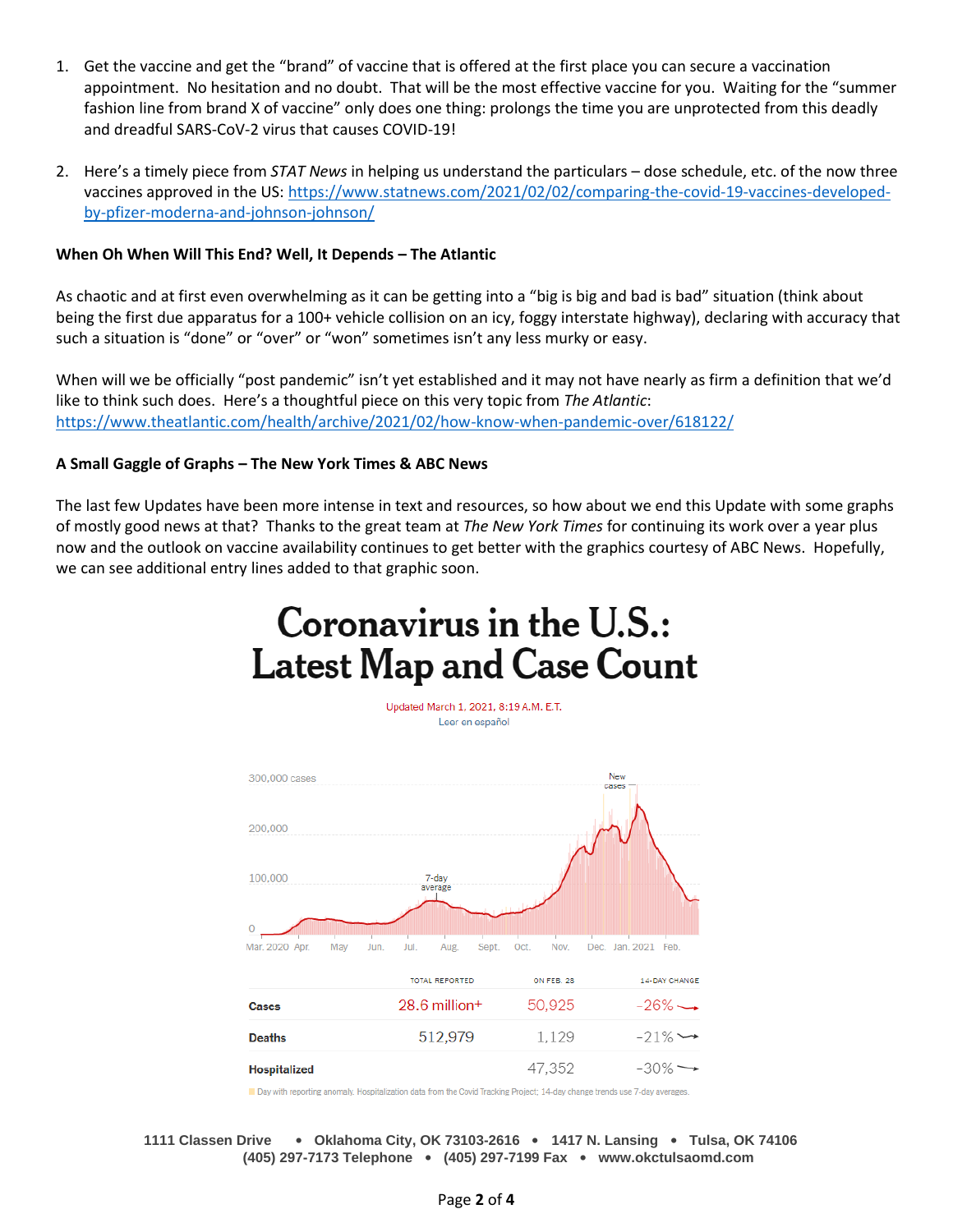1. Get the vaccine and get the "brand" of vaccine that is offered at the first place you can secure a vaccination appointment. No hesitation and no doubt. That will be the most effective vaccine for you. Waiting for the "summer fashion line from brand X of vaccine" only does one thing: prolongs the time you are unprotected from this deadly and dreadful SARS-CoV-2 virus that causes COVID-19!

2. Here's a timely piece from *STAT News* in helping us understand the particulars – dose schedule, etc. of the now three vaccines approved in the US: https://www.statnews.com/2021/02/02/comparing-the-covid-19-vaccines-developed-by-pfizer-moderna-and-johnson-johnson/

**When Oh When Will This End? Well, It Depends – The Atlantic**

As chaotic and at first even overwhelming as it can be getting into a "big is big and bad is bad" situation (think about being the first due apparatus for a 100+ vehicle collision on an icy, foggy interstate highway), declaring with accuracy that such a situation is "done" or "over" or "won" sometimes isn't any less murky or easy.

When will we be officially "post pandemic" isn't yet established and it may not have nearly as firm a definition that we'd like to think such does. Here's a thoughtful piece on this very topic from *The Atlantic*: https://www.theatlantic.com/health/archive/2021/02/how-know-when-pandemic-over/618122/

**A Small Gaggle of Graphs – The New York Times & ABC News**

The last few Updates have been more intense in text and resources, so how about we end this Update with some graphs of mostly good news at that? Thanks to the great team at *The New York Times* for continuing its work over a year plus now and the outlook on vaccine availability continues to get better with the graphics courtesy of ABC News. Hopefully, we can see additional entry lines added to that graphic soon.

# Coronavirus in the U.S.: Latest Map and Case Count

Updated March 1, 2021, 8:19 A.M. E.T.

Leer en español

| | TOTAL REPORTED | ON FEB. 28 | 14-DAY CHANGE |
|---|---|---|---|
| Cases | 28.6 million+ | 50,925 | –26% |
| Deaths | 512,979 | 1,129 | –21% |
| Hospitalized | | 47,352 | –30% |

Day with reporting anomaly. Hospitalization data from the Covid Tracking Project; 14-day change trends use 7-day averages.

**1111 Classen Drive • Oklahoma City, OK 73103-2616 • 1417 N. Lansing • Tulsa, OK 74106**
**(405) 297-7173 Telephone • (405) 297-7199 Fax • www.okctulsaomd.com**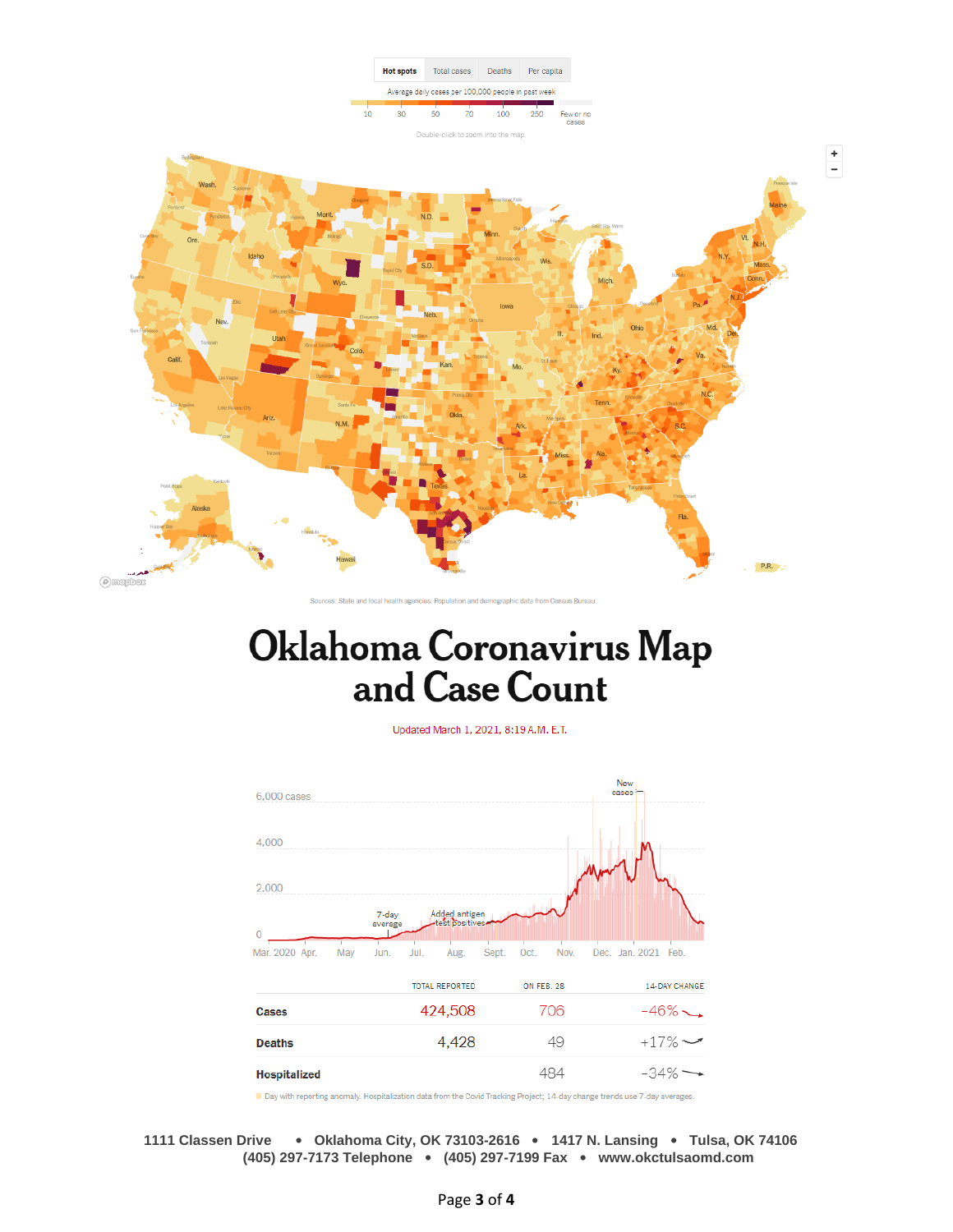Hot spots | Total cases | Deaths | Per capita

Average daily cases per 100,000 people in past week

10 30 50 70 100 250 Few or no cases

Double-click to zoom into the map.

Sources: State and local health agencies. Population and demographic data from Census Bureau.

# Oklahoma Coronavirus Map and Case Count

Updated March 1, 2021, 8:19 A.M. E.T.

|  | TOTAL REPORTED | ON FEB. 28 | 14-DAY CHANGE |
|---|---|---|---|
| **Cases** | 424,508 | 706 | –46% |
| **Deaths** | 4,428 | 49 | +17% |
| **Hospitalized** |  | 484 | –34% |

Day with reporting anomaly. Hospitalization data from the Covid Tracking Project; 14-day change trends use 7-day averages.

1111 Classen Drive • Oklahoma City, OK 73103-2616 • 1417 N. Lansing • Tulsa, OK 74106
(405) 297-7173 Telephone • (405) 297-7199 Fax • www.okctulsaomd.com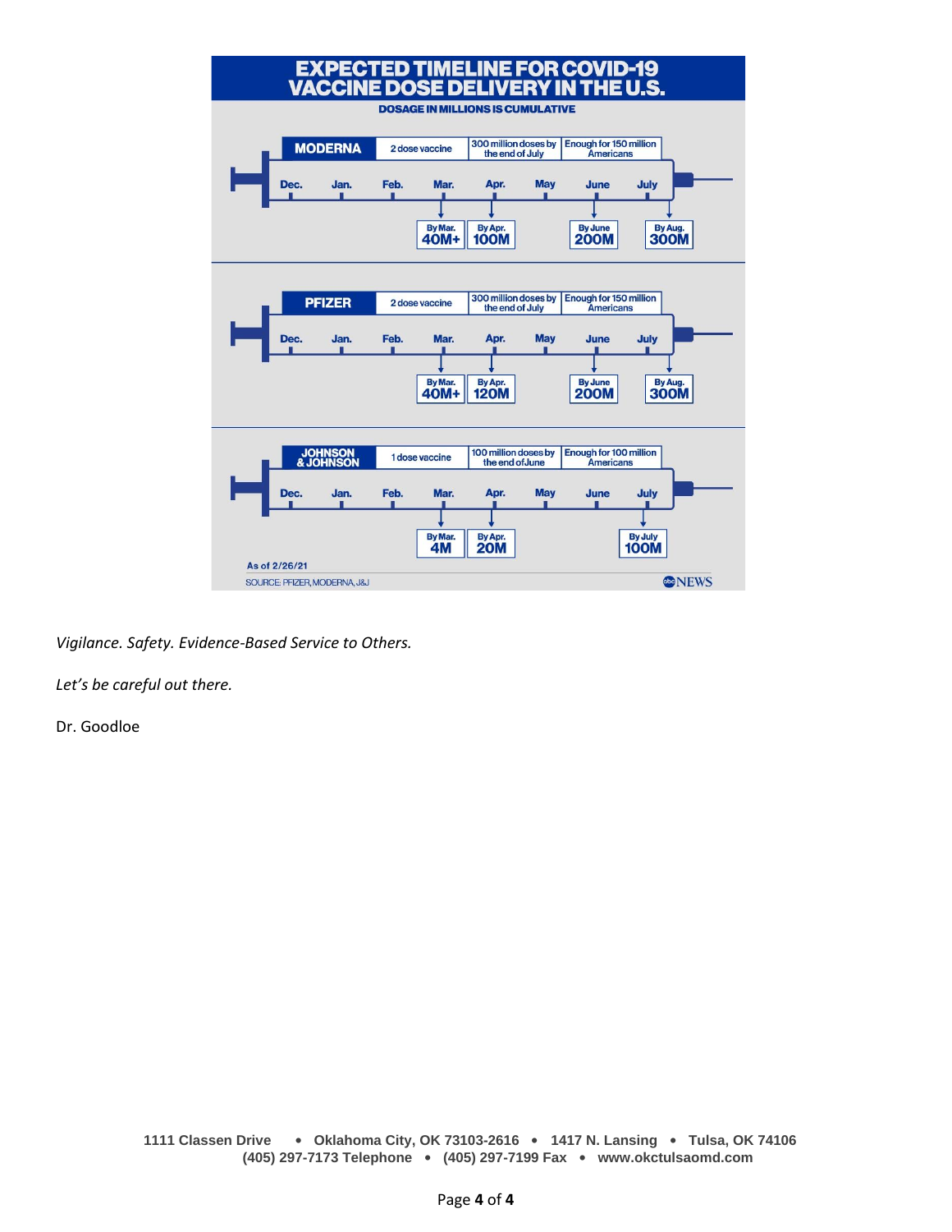# EXPECTED TIMELINE FOR COVID-19 VACCINE DOSE DELIVERY IN THE U.S.

DOSAGE IN MILLIONS IS CUMULATIVE

MODERNA
2 dose vaccine
300 million doses by the end of July
Enough for 150 million Americans
Dec. Jan. Feb. Mar. Apr. May June July
By Mar. 40M+
By Apr. 100M
By June 200M
By Aug. 300M

PFIZER
2 dose vaccine
300 million doses by the end of July
Enough for 150 million Americans
Dec. Jan. Feb. Mar. Apr. May June July
By Mar. 40M+
By Apr. 120M
By June 200M
By Aug. 300M

JOHNSON & JOHNSON
1 dose vaccine
100 million doses by the end of June
Enough for 100 million Americans
Dec. Jan. Feb. Mar. Apr. May June July
By Mar. 4M
By Apr. 20M
By July 100M

As of 2/26/21

SOURCE: PFIZER, MODERNA, J&J

abc NEWS

*Vigilance. Safety. Evidence-Based Service to Others.*

*Let's be careful out there.*

Dr. Goodloe

**1111 Classen Drive • Oklahoma City, OK 73103-2616 • 1417 N. Lansing • Tulsa, OK 74106**
**(405) 297-7173 Telephone • (405) 297-7199 Fax • www.okctulsaomd.com**